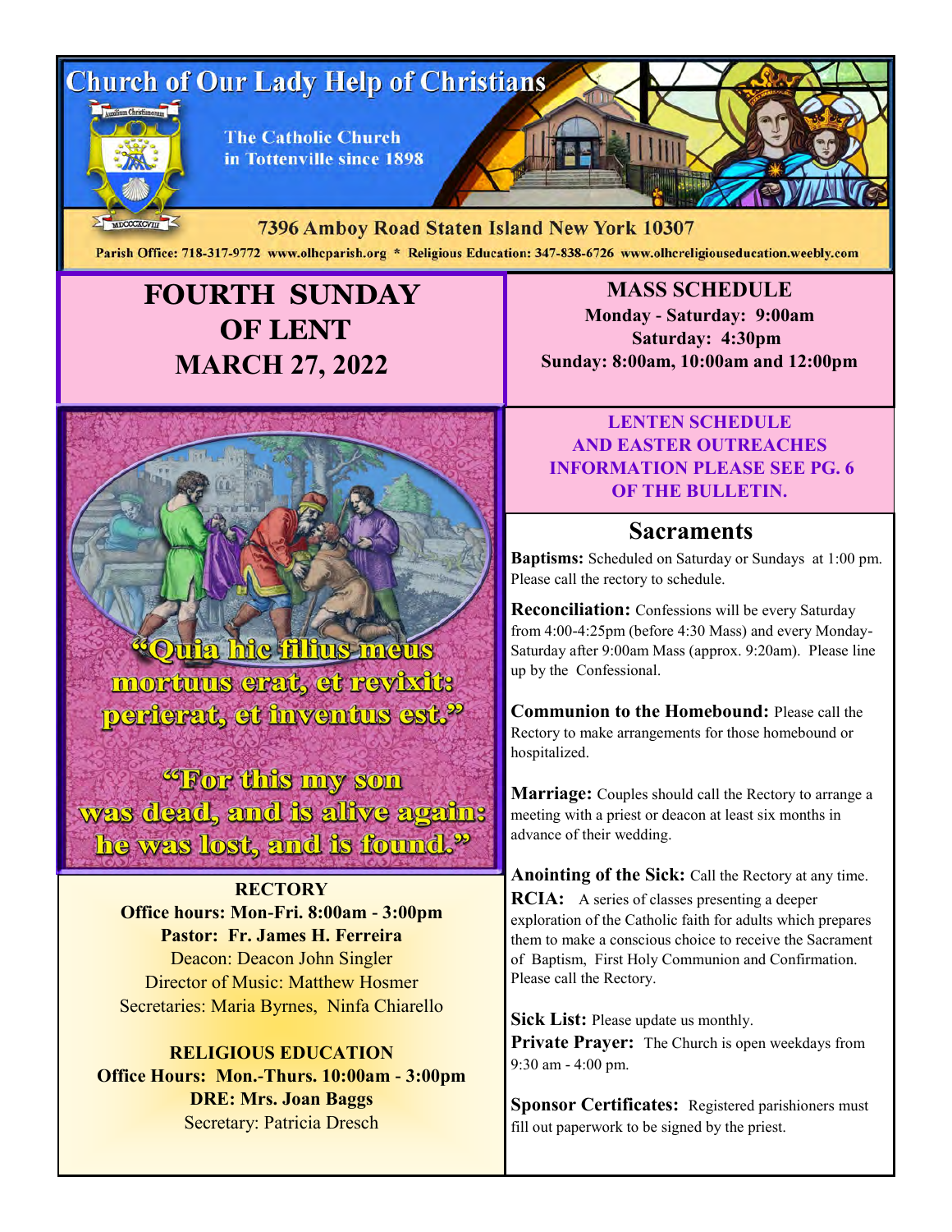# Church of Our Lady Help of Christians

The Catholic Church in Tottenville since 1898

MDCCCXCVIII

**7396 Amboy Road Staten Island New York 10307**

**Parish Office: 718-317-9772 www.olhcparish.org * Religious Education: 347-838-6726 www.olhcreligiouseducation.weebly.com**

## FOURTH SUNDAY OF LENT
## MARCH 27, 2022

**"Quia hic filius meus mortuus erat, et revixit: perierat, et inventus est."**

**"For this my son was dead, and is alive again: he was lost, and is found."**

**RECTORY**
**Office hours: Mon-Fri. 8:00am - 3:00pm**
**Pastor: Fr. James H. Ferreira**
Deacon: Deacon John Singler
Director of Music: Matthew Hosmer
Secretaries: Maria Byrnes, Ninfa Chiarello

**RELIGIOUS EDUCATION**
**Office Hours: Mon.-Thurs. 10:00am - 3:00pm**
**DRE: Mrs. Joan Baggs**
Secretary: Patricia Dresch

### MASS SCHEDULE

**Monday - Saturday: 9:00am**
**Saturday: 4:30pm**
**Sunday: 8:00am, 10:00am and 12:00pm**

**LENTEN SCHEDULE AND EASTER OUTREACHES INFORMATION PLEASE SEE PG. 6 OF THE BULLETIN.**

## Sacraments

**Baptisms:** Scheduled on Saturday or Sundays at 1:00 pm. Please call the rectory to schedule.

**Reconciliation:** Confessions will be every Saturday from 4:00-4:25pm (before 4:30 Mass) and every Monday-Saturday after 9:00am Mass (approx. 9:20am). Please line up by the Confessional.

**Communion to the Homebound:** Please call the Rectory to make arrangements for those homebound or hospitalized.

**Marriage:** Couples should call the Rectory to arrange a meeting with a priest or deacon at least six months in advance of their wedding.

**Anointing of the Sick:** Call the Rectory at any time.

**RCIA:** A series of classes presenting a deeper exploration of the Catholic faith for adults which prepares them to make a conscious choice to receive the Sacrament of Baptism, First Holy Communion and Confirmation. Please call the Rectory.

**Sick List:** Please update us monthly.

**Private Prayer:** The Church is open weekdays from 9:30 am - 4:00 pm.

**Sponsor Certificates:** Registered parishioners must fill out paperwork to be signed by the priest.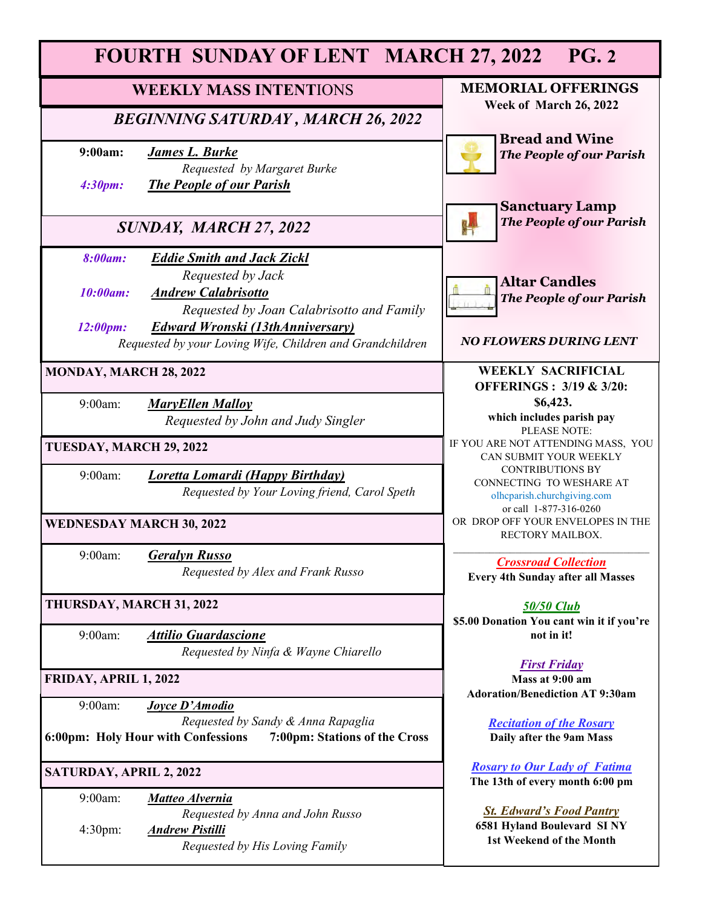# FOURTH SUNDAY OF LENT MARCH 27, 2022 PG. 2

## WEEKLY MASS INTENTIONS

### *BEGINNING SATURDAY , MARCH 26, 2022*

**9:00am:** ***James L. Burke***
*Requested by Margaret Burke*

***4:30pm:*** ***The People of our Parish***

### *SUNDAY, MARCH 27, 2022*

***8:00am:*** ***Eddie Smith and Jack Zickl***
*Requested by Jack*

***10:00am:*** ***Andrew Calabrisotto***
*Requested by Joan Calabrisotto and Family*

***12:00pm:*** ***Edward Wronski (13thAnniversary)***
*Requested by your Loving Wife, Children and Grandchildren*

### MONDAY, MARCH 28, 2022

9:00am: ***MaryEllen Malloy***
*Requested by John and Judy Singler*

### TUESDAY, MARCH 29, 2022

9:00am: ***Loretta Lomardi (Happy Birthday)***
*Requested by Your Loving friend, Carol Speth*

### WEDNESDAY MARCH 30, 2022

9:00am: ***Geralyn Russo***
*Requested by Alex and Frank Russo*

### THURSDAY, MARCH 31, 2022

9:00am: ***Attilio Guardascione***
*Requested by Ninfa & Wayne Chiarello*

### FRIDAY, APRIL 1, 2022

9:00am: ***Joyce D'Amodio***
*Requested by Sandy & Anna Rapaglia*

**6:00pm: Holy Hour with Confessions** **7:00pm: Stations of the Cross**

### SATURDAY, APRIL 2, 2022

9:00am: ***Matteo Alvernia***
*Requested by Anna and John Russo*

4:30pm: ***Andrew Pistilli***
*Requested by His Loving Family*

## MEMORIAL OFFERINGS

**Week of March 26, 2022**

**Bread and Wine**
***The People of our Parish***

**Sanctuary Lamp**
***The People of our Parish***

**Altar Candles**
***The People of our Parish***

***NO FLOWERS DURING LENT***

## WEEKLY SACRIFICIAL OFFERINGS : 3/19 & 3/20:

**$6,423.**

**which includes parish pay**

PLEASE NOTE:
IF YOU ARE NOT ATTENDING MASS, YOU CAN SUBMIT YOUR WEEKLY CONTRIBUTIONS BY CONNECTING TO WESHARE AT olhcparish.churchgiving.com or call 1-877-316-0260 OR DROP OFF YOUR ENVELOPES IN THE RECTORY MAILBOX.

***Crossroad Collection***
**Every 4th Sunday after all Masses**

***50/50 Club***
**$5.00 Donation You cant win it if you're not in it!**

***First Friday***
**Mass at 9:00 am**
**Adoration/Benediction AT 9:30am**

***Recitation of the Rosary***
**Daily after the 9am Mass**

***Rosary to Our Lady of Fatima***
**The 13th of every month 6:00 pm**

***St. Edward's Food Pantry***
**6581 Hyland Boulevard SI NY**
**1st Weekend of the Month**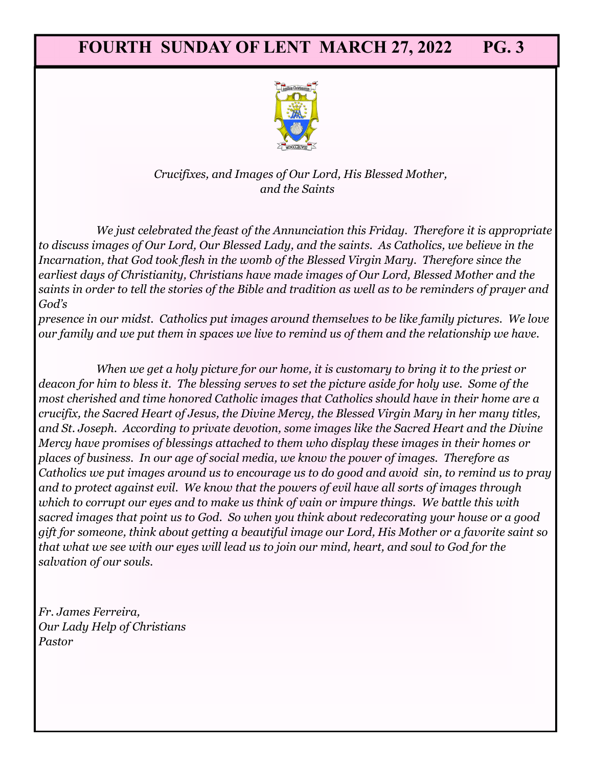*Crucifixes, and Images of Our Lord, His Blessed Mother, and the Saints*

*We just celebrated the feast of the Annunciation this Friday. Therefore it is appropriate to discuss images of Our Lord, Our Blessed Lady, and the saints. As Catholics, we believe in the Incarnation, that God took flesh in the womb of the Blessed Virgin Mary. Therefore since the earliest days of Christianity, Christians have made images of Our Lord, Blessed Mother and the saints in order to tell the stories of the Bible and tradition as well as to be reminders of prayer and God's presence in our midst. Catholics put images around themselves to be like family pictures. We love our family and we put them in spaces we live to remind us of them and the relationship we have.*

*When we get a holy picture for our home, it is customary to bring it to the priest or deacon for him to bless it. The blessing serves to set the picture aside for holy use. Some of the most cherished and time honored Catholic images that Catholics should have in their home are a crucifix, the Sacred Heart of Jesus, the Divine Mercy, the Blessed Virgin Mary in her many titles, and St. Joseph. According to private devotion, some images like the Sacred Heart and the Divine Mercy have promises of blessings attached to them who display these images in their homes or places of business. In our age of social media, we know the power of images. Therefore as Catholics we put images around us to encourage us to do good and avoid sin, to remind us to pray and to protect against evil. We know that the powers of evil have all sorts of images through which to corrupt our eyes and to make us think of vain or impure things. We battle this with sacred images that point us to God. So when you think about redecorating your house or a good gift for someone, think about getting a beautiful image our Lord, His Mother or a favorite saint so that what we see with our eyes will lead us to join our mind, heart, and soul to God for the salvation of our souls.*

*Fr. James Ferreira,*
*Our Lady Help of Christians*
*Pastor*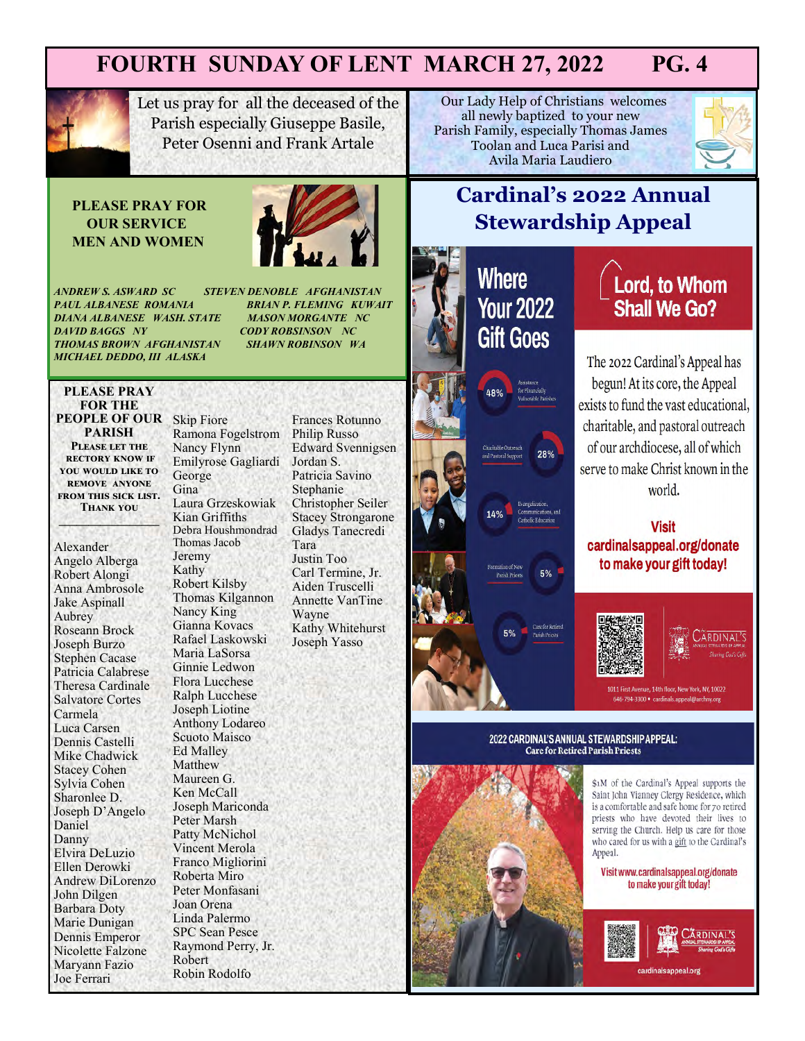# FOURTH SUNDAY OF LENT MARCH 27, 2022

Let us pray for all the deceased of the Parish especially Giuseppe Basile, Peter Osenni and Frank Artale

Our Lady Help of Christians welcomes all newly baptized to your new Parish Family, especially Thomas James Toolan and Luca Parisi and Avila Maria Laudiero

## PLEASE PRAY FOR OUR SERVICE MEN AND WOMEN

*ANDREW S. ASWARD SC*
*PAUL ALBANESE ROMANIA*
*DIANA ALBANESE WASH. STATE*
*DAVID BAGGS NY*
*THOMAS BROWN AFGHANISTAN*
*MICHAEL DEDDO, III ALASKA*
*STEVEN DENOBLE AFGHANISTAN*
*BRIAN P. FLEMING KUWAIT*
*MASON MORGANTE NC*
*CODY ROBINSON NC*
*SHAWN ROBINSON WA*

## PLEASE PRAY FOR THE PEOPLE OF OUR PARISH

PLEASE LET THE RECTORY KNOW IF YOU WOULD LIKE TO REMOVE ANYONE FROM THIS SICK LIST. THANK YOU

Alexander
Angelo Alberga
Robert Alongi
Anna Ambrosole
Jake Aspinall
Aubrey
Roseann Brock
Joseph Burzo
Stephen Cacase
Patricia Calabrese
Theresa Cardinale
Salvatore Cortes
Carmela
Luca Carsen
Dennis Castelli
Mike Chadwick
Stacey Cohen
Sylvia Cohen
Sharonlee D.
Joseph D'Angelo
Daniel
Danny
Elvira DeLuzio
Ellen Derowki
Andrew DiLorenzo
John Dilgen
Barbara Doty
Marie Dunigan
Dennis Emperor
Nicolette Falzone
Maryann Fazio
Joe Ferrari
Skip Fiore
Ramona Fogelstrom
Nancy Flynn
Emilyrose Gagliardi
George
Gina
Laura Grzeskowiak
Kian Griffiths
Debra Houshmondrad
Thomas Jacob
Jeremy
Kathy
Robert Kilsby
Thomas Kilgannon
Nancy King
Gianna Kovacs
Rafael Laskowski
Maria LaSorsa
Ginnie Ledwon
Flora Lucchese
Ralph Lucchese
Joseph Liotine
Anthony Lodareo
Scuoto Maisco
Ed Malley
Matthew
Maureen G.
Ken McCall
Joseph Mariconda
Peter Marsh
Patty McNichol
Vincent Merola
Franco Migliorini
Roberta Miro
Peter Monfasani
Joan Orena
Linda Palermo
SPC Sean Pesce
Raymond Perry, Jr.
Robert
Robin Rodolfo
Frances Rotunno
Philip Russo
Edward Svennigsen
Jordan S.
Patricia Savino
Stephanie
Christopher Seiler
Stacey Strongarone
Gladys Tanecredi
Tara
Justin Too
Carl Termine, Jr.
Aiden Truscelli
Annette VanTine
Wayne
Kathy Whitehurst
Joseph Yasso

## Cardinal's 2022 Annual Stewardship Appeal

### Where Your 2022 Gift Goes

- 48% Assistance for Financially Vulnerable Parishes
- 28% Charitable Outreach and Pastoral Support
- 14% Evangelization, Communications, and Catholic Education
- 5% Formation of New Parish Priests
- 5% Care for Retired Parish Priests

### Lord, to Whom Shall We Go?

The 2022 Cardinal's Appeal has begun! At its core, the Appeal exists to fund the vast educational, charitable, and pastoral outreach of our archdiocese, all of which serve to make Christ known in the world.

**Visit cardinalsappeal.org/donate to make your gift today!**

CARDINAL'S ANNUAL STEWARDSHIP APPEAL Sharing God's Gifts

1011 First Avenue, 14th floor, New York, NY, 10022
646-794-3300 • cardinals.appeal@archny.org

### 2022 CARDINAL'S ANNUAL STEWARDSHIP APPEAL: Care for Retired Parish Priests

$1M of the Cardinal's Appeal supports the Saint John Vianney Clergy Residence, which is a comfortable and safe home for 70 retired priests who have devoted their lives to serving the Church. Help us care for those who cared for us with a gift to the Cardinal's Appeal.

**Visit www.cardinalsappeal.org/donate to make your gift today!**

CARDINAL'S ANNUAL STEWARDSHIP APPEAL Sharing God's Gifts

cardinalsappeal.org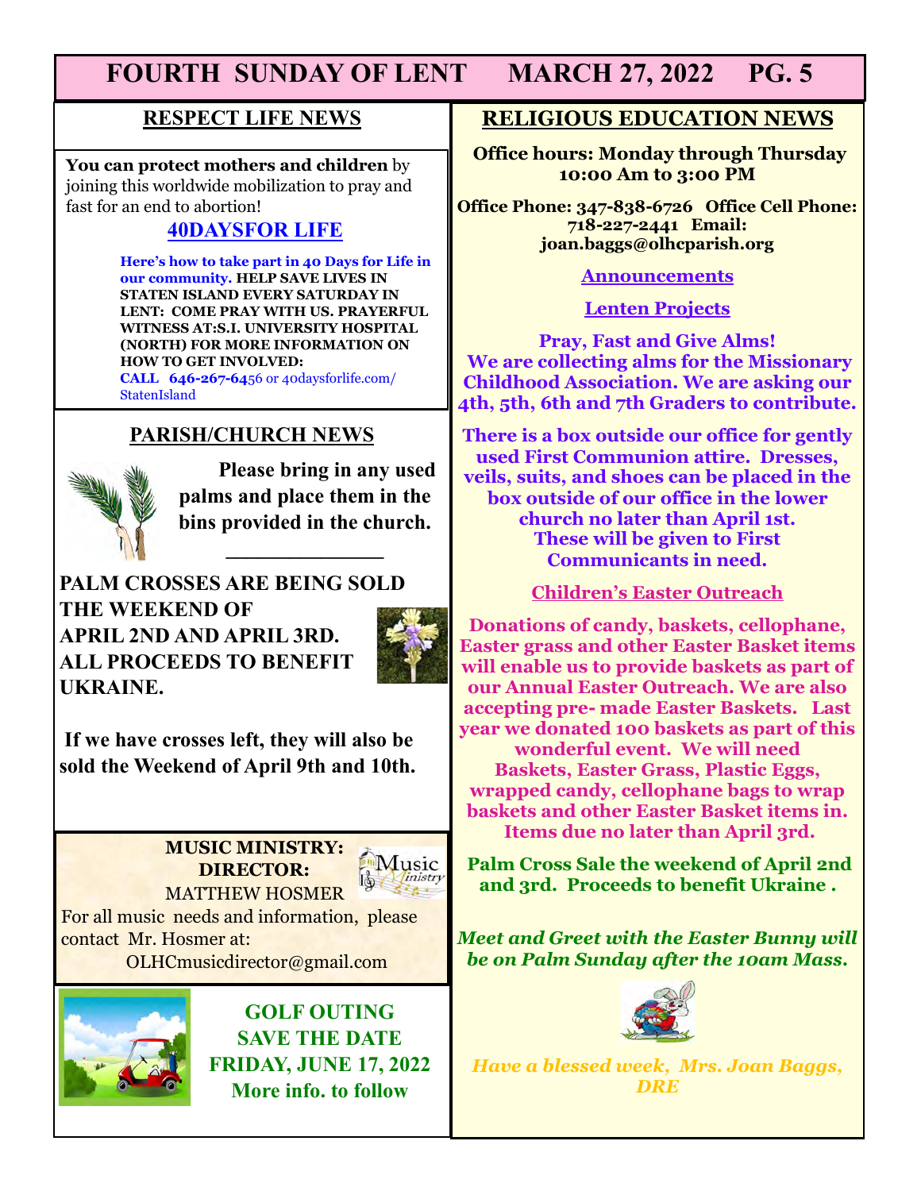# FOURTH SUNDAY OF LENT MARCH 27, 2022

## RESPECT LIFE NEWS

**You can protect mothers and children** by joining this worldwide mobilization to pray and fast for an end to abortion!

### 40DAYSFOR LIFE

**Here's how to take part in 40 Days for Life in our community. HELP SAVE LIVES IN STATEN ISLAND EVERY SATURDAY IN LENT: COME PRAY WITH US. PRAYERFUL WITNESS AT:S.I. UNIVERSITY HOSPITAL (NORTH) FOR MORE INFORMATION ON HOW TO GET INVOLVED:**
**CALL 646-267-64**56 or 40daysforlife.com/StatenIsland

## PARISH/CHURCH NEWS

**Please bring in any used palms and place them in the bins provided in the church.**

**PALM CROSSES ARE BEING SOLD THE WEEKEND OF APRIL 2ND AND APRIL 3RD. ALL PROCEEDS TO BENEFIT UKRAINE.**

**If we have crosses left, they will also be sold the Weekend of April 9th and 10th.**

**MUSIC MINISTRY: DIRECTOR:**
MATTHEW HOSMER
For all music needs and information, please contact Mr. Hosmer at:
OLHCmusicdirector@gmail.com

**GOLF OUTING**
**SAVE THE DATE**
**FRIDAY, JUNE 17, 2022**
**More info. to follow**

## RELIGIOUS EDUCATION NEWS

**Office hours: Monday through Thursday 10:00 Am to 3:00 PM**

**Office Phone: 347-838-6726 Office Cell Phone: 718-227-2441 Email: joan.baggs@olhcparish.org**

### Announcements

### Lenten Projects

**Pray, Fast and Give Alms!**
**We are collecting alms for the Missionary Childhood Association. We are asking our 4th, 5th, 6th and 7th Graders to contribute.**

**There is a box outside our office for gently used First Communion attire. Dresses, veils, suits, and shoes can be placed in the box outside of our office in the lower church no later than April 1st. These will be given to First Communicants in need.**

### Children's Easter Outreach

**Donations of candy, baskets, cellophane, Easter grass and other Easter Basket items will enable us to provide baskets as part of our Annual Easter Outreach. We are also accepting pre- made Easter Baskets. Last year we donated 100 baskets as part of this wonderful event. We will need Baskets, Easter Grass, Plastic Eggs, wrapped candy, cellophane bags to wrap baskets and other Easter Basket items in. Items due no later than April 3rd.**

**Palm Cross Sale the weekend of April 2nd and 3rd. Proceeds to benefit Ukraine .**

***Meet and Greet with the Easter Bunny will be on Palm Sunday after the 10am Mass.***

***Have a blessed week, Mrs. Joan Baggs, DRE***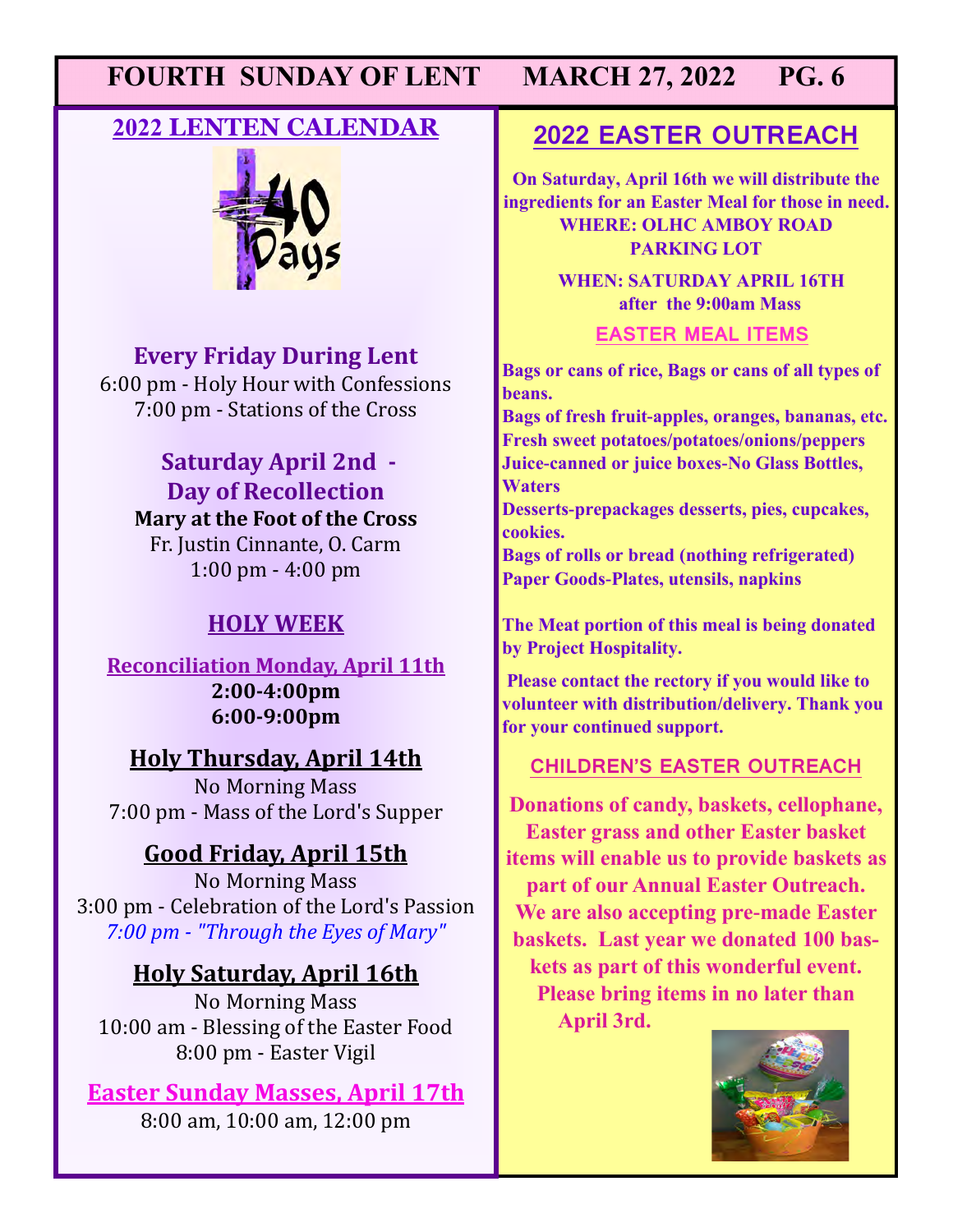## 2022 LENTEN CALENDAR

### Every Friday During Lent

6:00 pm - Holy Hour with Confessions
7:00 pm - Stations of the Cross

### Saturday April 2nd - Day of Recollection

**Mary at the Foot of the Cross**
Fr. Justin Cinnante, O. Carm
1:00 pm - 4:00 pm

### HOLY WEEK

**Reconciliation Monday, April 11th**
**2:00-4:00pm**
**6:00-9:00pm**

**Holy Thursday, April 14th**
No Morning Mass
7:00 pm - Mass of the Lord's Supper

**Good Friday, April 15th**
No Morning Mass
3:00 pm - Celebration of the Lord's Passion
*7:00 pm - "Through the Eyes of Mary"*

**Holy Saturday, April 16th**
No Morning Mass
10:00 am - Blessing of the Easter Food
8:00 pm - Easter Vigil

**Easter Sunday Masses, April 17th**
8:00 am, 10:00 am, 12:00 pm

## 2022 EASTER OUTREACH

**On Saturday, April 16th we will distribute the ingredients for an Easter Meal for those in need.**
**WHERE: OLHC AMBOY ROAD PARKING LOT**

**WHEN: SATURDAY APRIL 16TH after the 9:00am Mass**

### EASTER MEAL ITEMS

**Bags or cans of rice, Bags or cans of all types of beans.**
**Bags of fresh fruit-apples, oranges, bananas, etc.**
**Fresh sweet potatoes/potatoes/onions/peppers**
**Juice-canned or juice boxes-No Glass Bottles, Waters**
**Desserts-prepackages desserts, pies, cupcakes, cookies.**
**Bags of rolls or bread (nothing refrigerated)**
**Paper Goods-Plates, utensils, napkins**

**The Meat portion of this meal is being donated by Project Hospitality.**

**Please contact the rectory if you would like to volunteer with distribution/delivery. Thank you for your continued support.**

### CHILDREN'S EASTER OUTREACH

**Donations of candy, baskets, cellophane, Easter grass and other Easter basket items will enable us to provide baskets as part of our Annual Easter Outreach. We are also accepting pre-made Easter baskets. Last year we donated 100 baskets as part of this wonderful event. Please bring items in no later than April 3rd.**